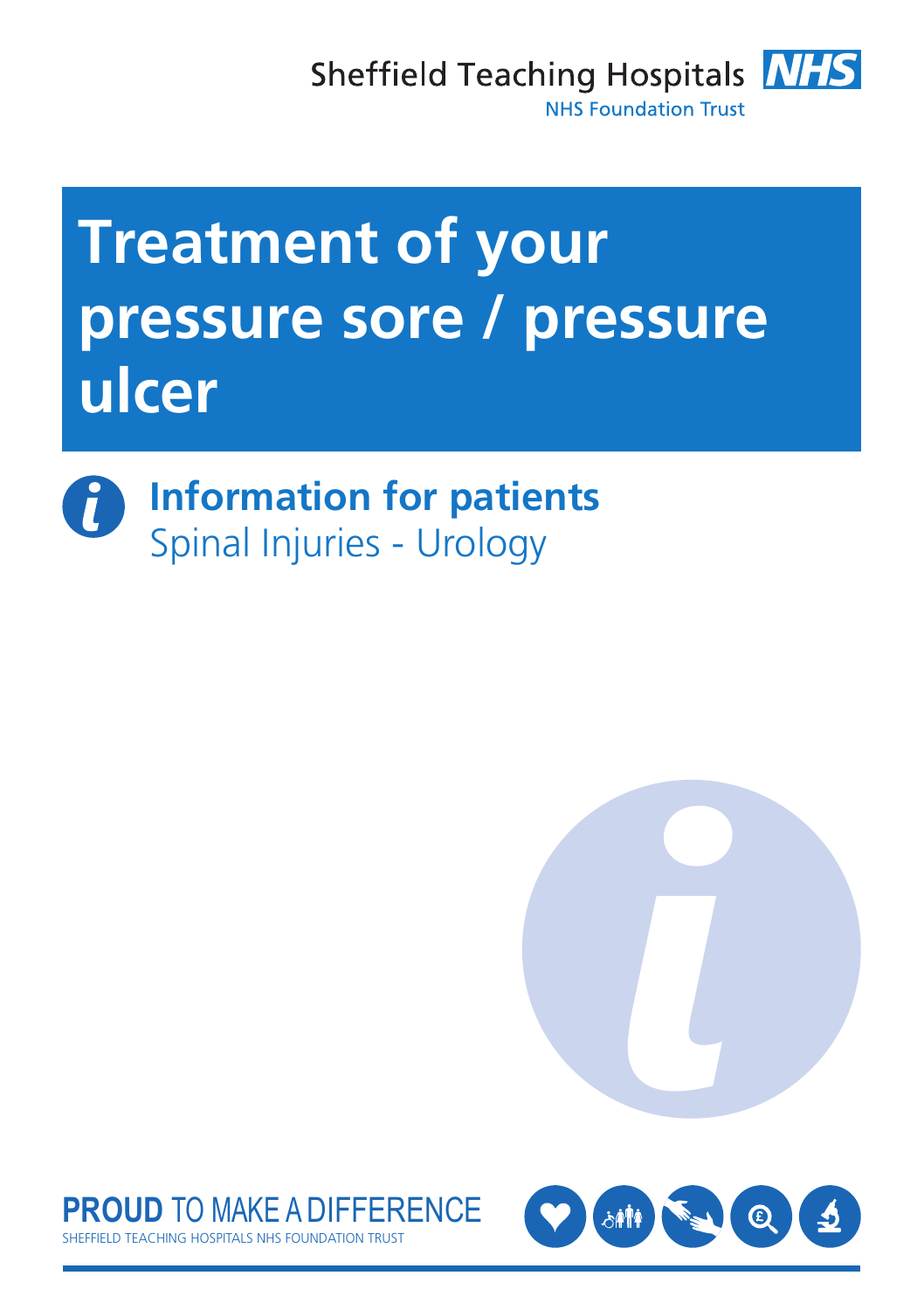Sheffield Teaching Hospitals NHS Foundation Trust

# Treatment of your pressure sore / pressure ulcer

**Information for patients**
Spinal Injuries - Urology

**PROUD** TO MAKE A DIFFERENCE
SHEFFIELD TEACHING HOSPITALS NHS FOUNDATION TRUST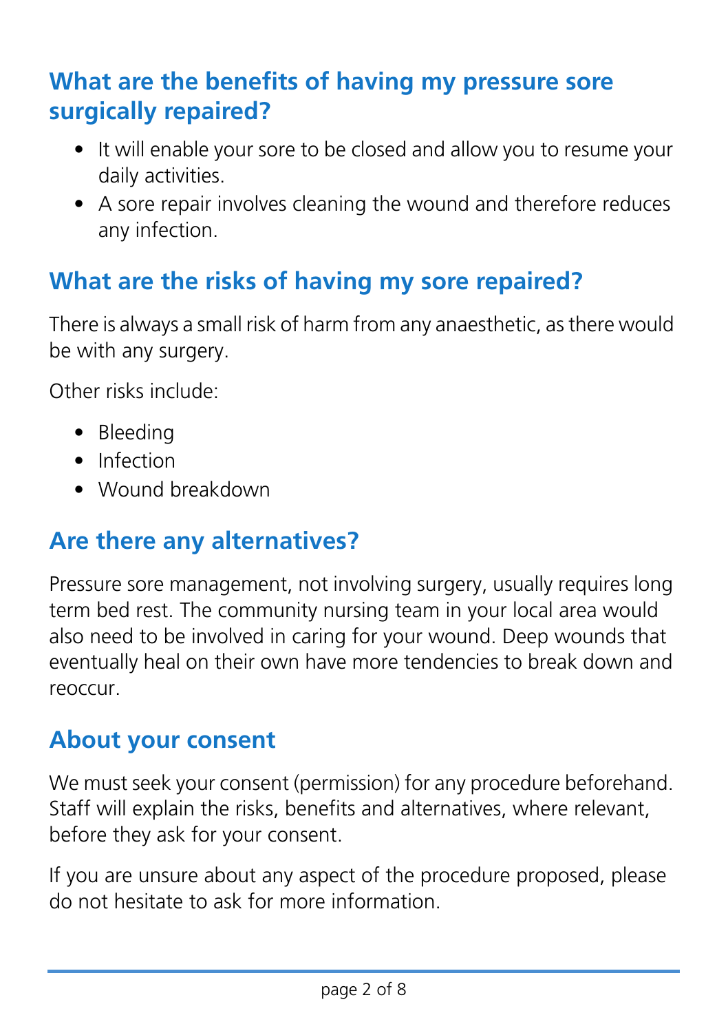## What are the benefits of having my pressure sore surgically repaired?

- It will enable your sore to be closed and allow you to resume your daily activities.
- A sore repair involves cleaning the wound and therefore reduces any infection.

## What are the risks of having my sore repaired?

There is always a small risk of harm from any anaesthetic, as there would be with any surgery.

Other risks include:

- Bleeding
- Infection
- Wound breakdown

## Are there any alternatives?

Pressure sore management, not involving surgery, usually requires long term bed rest. The community nursing team in your local area would also need to be involved in caring for your wound. Deep wounds that eventually heal on their own have more tendencies to break down and reoccur.

## About your consent

We must seek your consent (permission) for any procedure beforehand. Staff will explain the risks, benefits and alternatives, where relevant, before they ask for your consent.

If you are unsure about any aspect of the procedure proposed, please do not hesitate to ask for more information.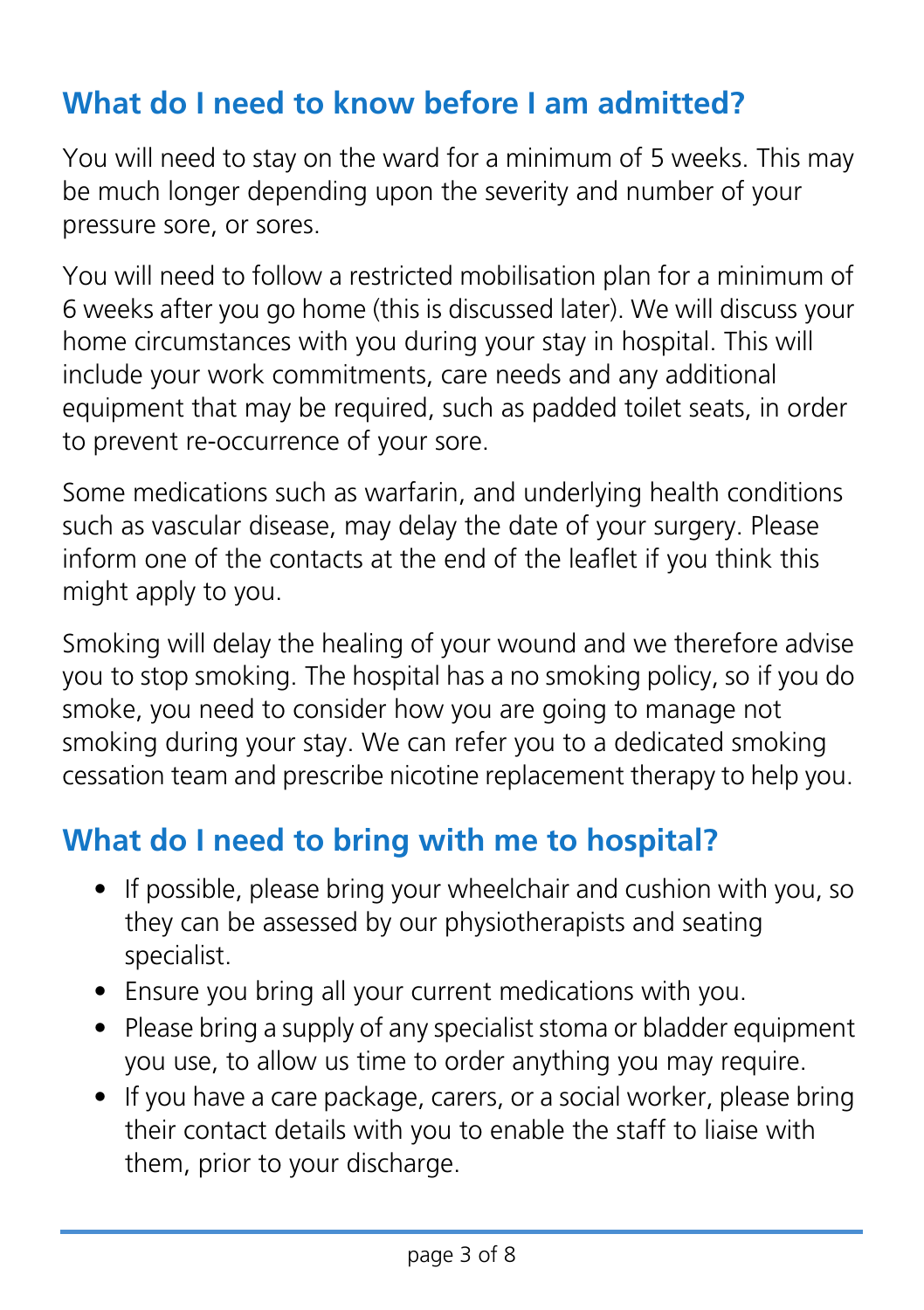## What do I need to know before I am admitted?

You will need to stay on the ward for a minimum of 5 weeks. This may be much longer depending upon the severity and number of your pressure sore, or sores.

You will need to follow a restricted mobilisation plan for a minimum of 6 weeks after you go home (this is discussed later). We will discuss your home circumstances with you during your stay in hospital. This will include your work commitments, care needs and any additional equipment that may be required, such as padded toilet seats, in order to prevent re-occurrence of your sore.

Some medications such as warfarin, and underlying health conditions such as vascular disease, may delay the date of your surgery. Please inform one of the contacts at the end of the leaflet if you think this might apply to you.

Smoking will delay the healing of your wound and we therefore advise you to stop smoking. The hospital has a no smoking policy, so if you do smoke, you need to consider how you are going to manage not smoking during your stay. We can refer you to a dedicated smoking cessation team and prescribe nicotine replacement therapy to help you.

## What do I need to bring with me to hospital?

- If possible, please bring your wheelchair and cushion with you, so they can be assessed by our physiotherapists and seating specialist.
- Ensure you bring all your current medications with you.
- Please bring a supply of any specialist stoma or bladder equipment you use, to allow us time to order anything you may require.
- If you have a care package, carers, or a social worker, please bring their contact details with you to enable the staff to liaise with them, prior to your discharge.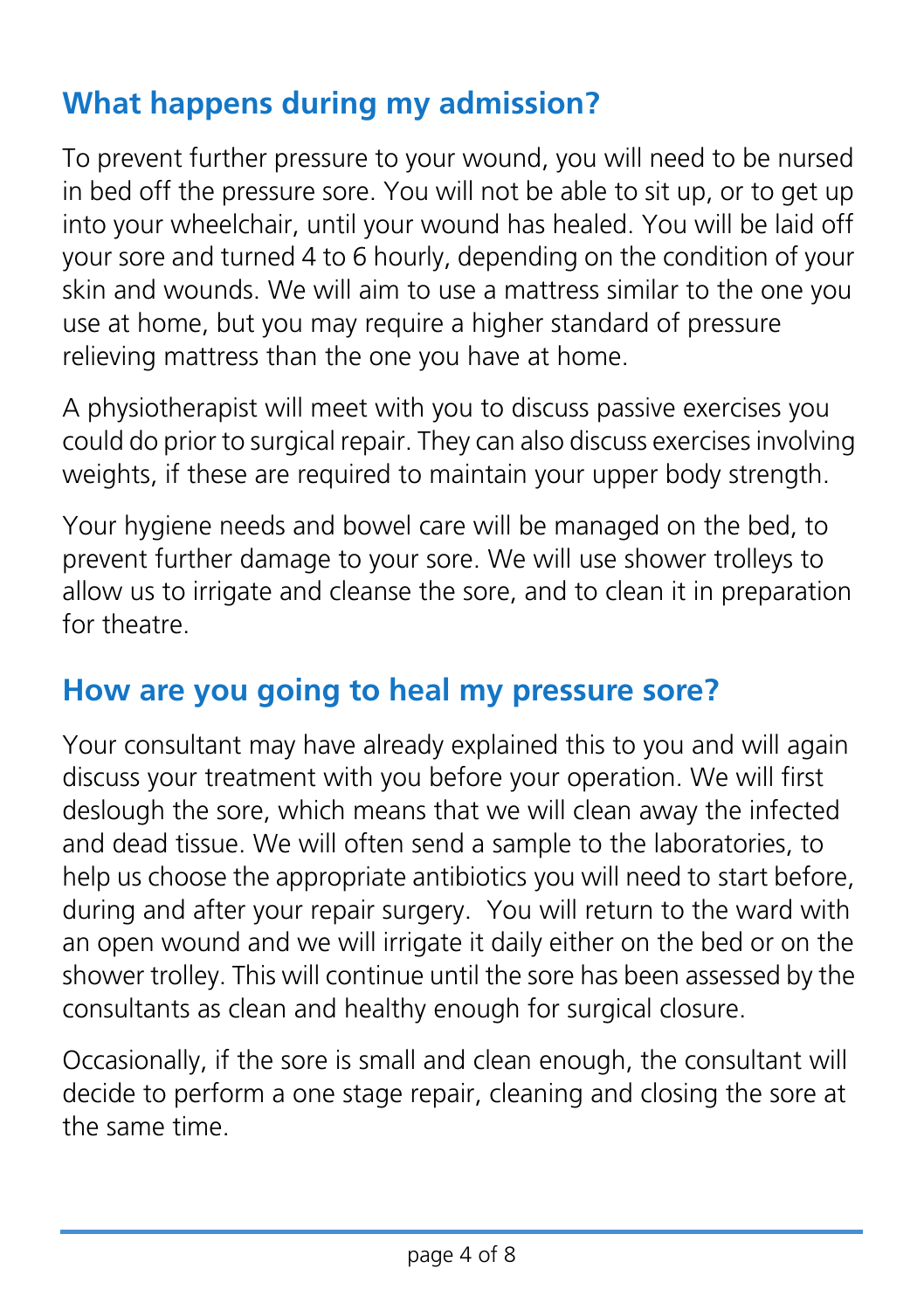## What happens during my admission?

To prevent further pressure to your wound, you will need to be nursed in bed off the pressure sore. You will not be able to sit up, or to get up into your wheelchair, until your wound has healed. You will be laid off your sore and turned 4 to 6 hourly, depending on the condition of your skin and wounds. We will aim to use a mattress similar to the one you use at home, but you may require a higher standard of pressure relieving mattress than the one you have at home.

A physiotherapist will meet with you to discuss passive exercises you could do prior to surgical repair. They can also discuss exercises involving weights, if these are required to maintain your upper body strength.

Your hygiene needs and bowel care will be managed on the bed, to prevent further damage to your sore. We will use shower trolleys to allow us to irrigate and cleanse the sore, and to clean it in preparation for theatre.

## How are you going to heal my pressure sore?

Your consultant may have already explained this to you and will again discuss your treatment with you before your operation. We will first deslough the sore, which means that we will clean away the infected and dead tissue. We will often send a sample to the laboratories, to help us choose the appropriate antibiotics you will need to start before, during and after your repair surgery. You will return to the ward with an open wound and we will irrigate it daily either on the bed or on the shower trolley. This will continue until the sore has been assessed by the consultants as clean and healthy enough for surgical closure.

Occasionally, if the sore is small and clean enough, the consultant will decide to perform a one stage repair, cleaning and closing the sore at the same time.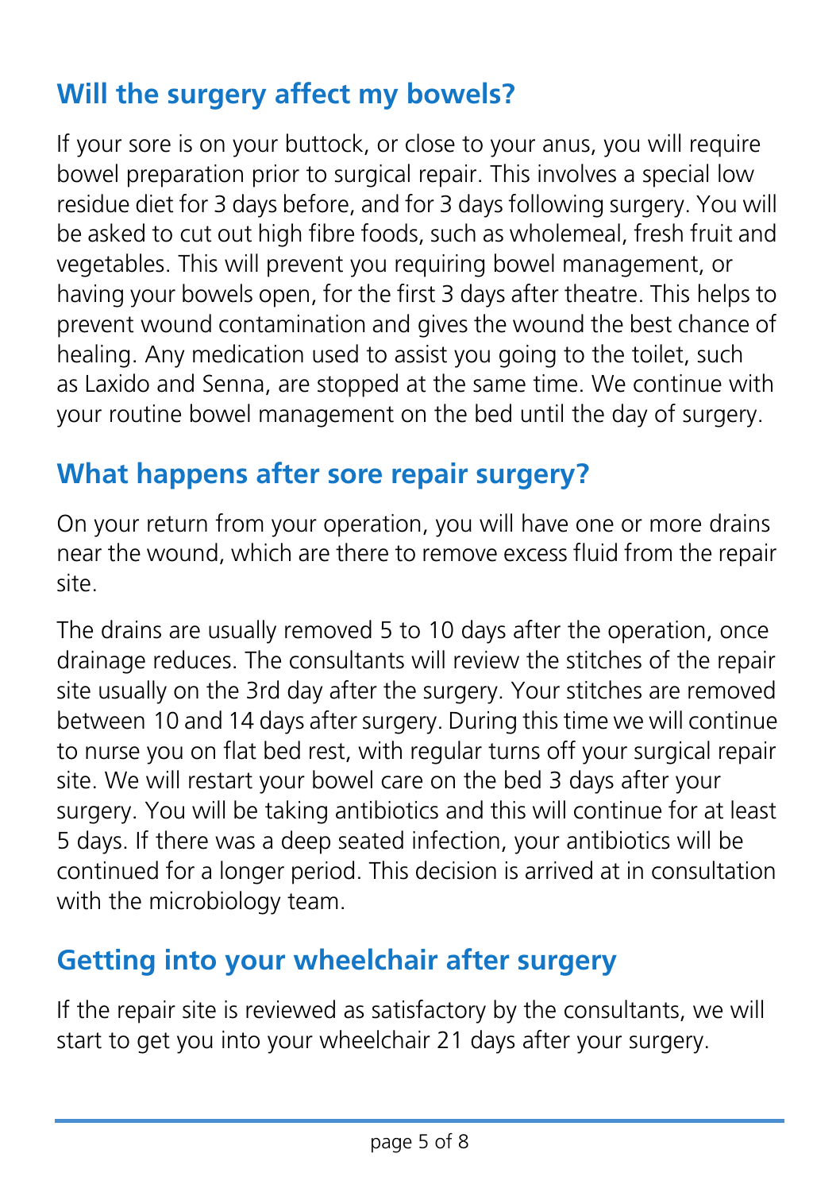## Will the surgery affect my bowels?

If your sore is on your buttock, or close to your anus, you will require bowel preparation prior to surgical repair. This involves a special low residue diet for 3 days before, and for 3 days following surgery. You will be asked to cut out high fibre foods, such as wholemeal, fresh fruit and vegetables. This will prevent you requiring bowel management, or having your bowels open, for the first 3 days after theatre. This helps to prevent wound contamination and gives the wound the best chance of healing. Any medication used to assist you going to the toilet, such as Laxido and Senna, are stopped at the same time. We continue with your routine bowel management on the bed until the day of surgery.

## What happens after sore repair surgery?

On your return from your operation, you will have one or more drains near the wound, which are there to remove excess fluid from the repair site.

The drains are usually removed 5 to 10 days after the operation, once drainage reduces. The consultants will review the stitches of the repair site usually on the 3rd day after the surgery. Your stitches are removed between 10 and 14 days after surgery. During this time we will continue to nurse you on flat bed rest, with regular turns off your surgical repair site. We will restart your bowel care on the bed 3 days after your surgery. You will be taking antibiotics and this will continue for at least 5 days. If there was a deep seated infection, your antibiotics will be continued for a longer period. This decision is arrived at in consultation with the microbiology team.

## Getting into your wheelchair after surgery

If the repair site is reviewed as satisfactory by the consultants, we will start to get you into your wheelchair 21 days after your surgery.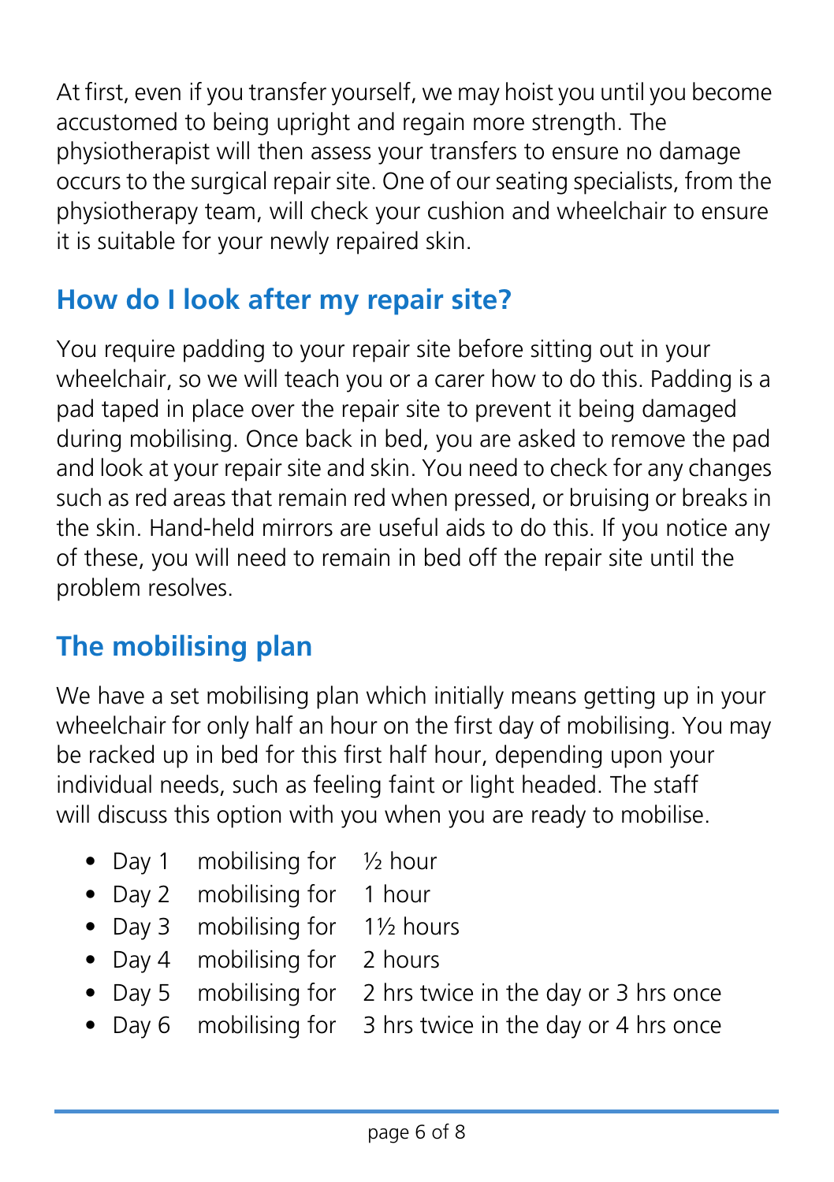At first, even if you transfer yourself, we may hoist you until you become accustomed to being upright and regain more strength. The physiotherapist will then assess your transfers to ensure no damage occurs to the surgical repair site. One of our seating specialists, from the physiotherapy team, will check your cushion and wheelchair to ensure it is suitable for your newly repaired skin.

## How do I look after my repair site?

You require padding to your repair site before sitting out in your wheelchair, so we will teach you or a carer how to do this. Padding is a pad taped in place over the repair site to prevent it being damaged during mobilising. Once back in bed, you are asked to remove the pad and look at your repair site and skin. You need to check for any changes such as red areas that remain red when pressed, or bruising or breaks in the skin. Hand-held mirrors are useful aids to do this. If you notice any of these, you will need to remain in bed off the repair site until the problem resolves.

## The mobilising plan

We have a set mobilising plan which initially means getting up in your wheelchair for only half an hour on the first day of mobilising. You may be racked up in bed for this first half hour, depending upon your individual needs, such as feeling faint or light headed. The staff will discuss this option with you when you are ready to mobilise.

- Day 1 mobilising for ½ hour
- Day 2 mobilising for 1 hour
- Day 3 mobilising for 1½ hours
- Day 4 mobilising for 2 hours
- Day 5 mobilising for 2 hrs twice in the day or 3 hrs once
- Day 6 mobilising for 3 hrs twice in the day or 4 hrs once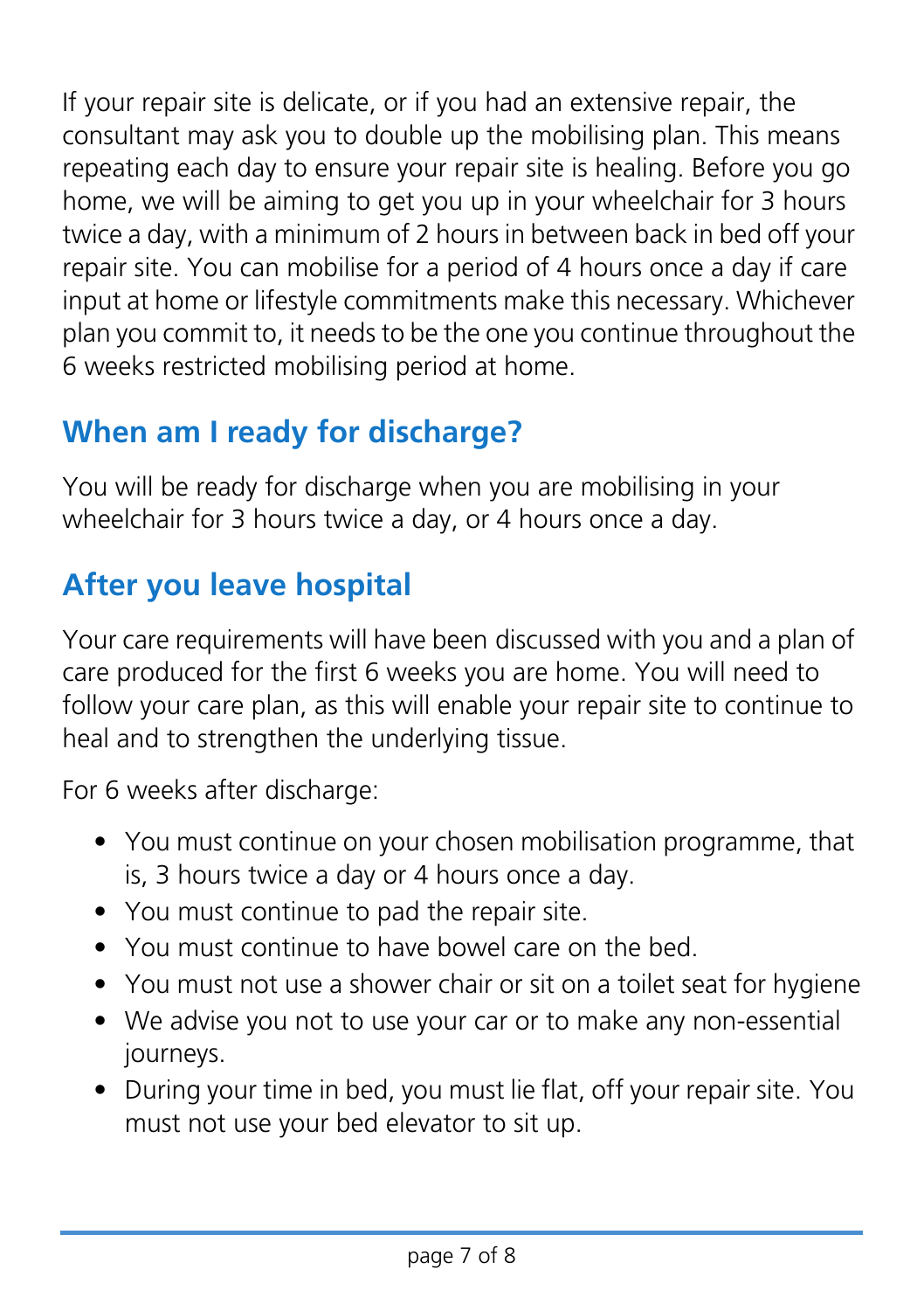If your repair site is delicate, or if you had an extensive repair, the consultant may ask you to double up the mobilising plan. This means repeating each day to ensure your repair site is healing. Before you go home, we will be aiming to get you up in your wheelchair for 3 hours twice a day, with a minimum of 2 hours in between back in bed off your repair site. You can mobilise for a period of 4 hours once a day if care input at home or lifestyle commitments make this necessary. Whichever plan you commit to, it needs to be the one you continue throughout the 6 weeks restricted mobilising period at home.

## When am I ready for discharge?

You will be ready for discharge when you are mobilising in your wheelchair for 3 hours twice a day, or 4 hours once a day.

## After you leave hospital

Your care requirements will have been discussed with you and a plan of care produced for the first 6 weeks you are home. You will need to follow your care plan, as this will enable your repair site to continue to heal and to strengthen the underlying tissue.

For 6 weeks after discharge:

- You must continue on your chosen mobilisation programme, that is, 3 hours twice a day or 4 hours once a day.
- You must continue to pad the repair site.
- You must continue to have bowel care on the bed.
- You must not use a shower chair or sit on a toilet seat for hygiene
- We advise you not to use your car or to make any non-essential journeys.
- During your time in bed, you must lie flat, off your repair site. You must not use your bed elevator to sit up.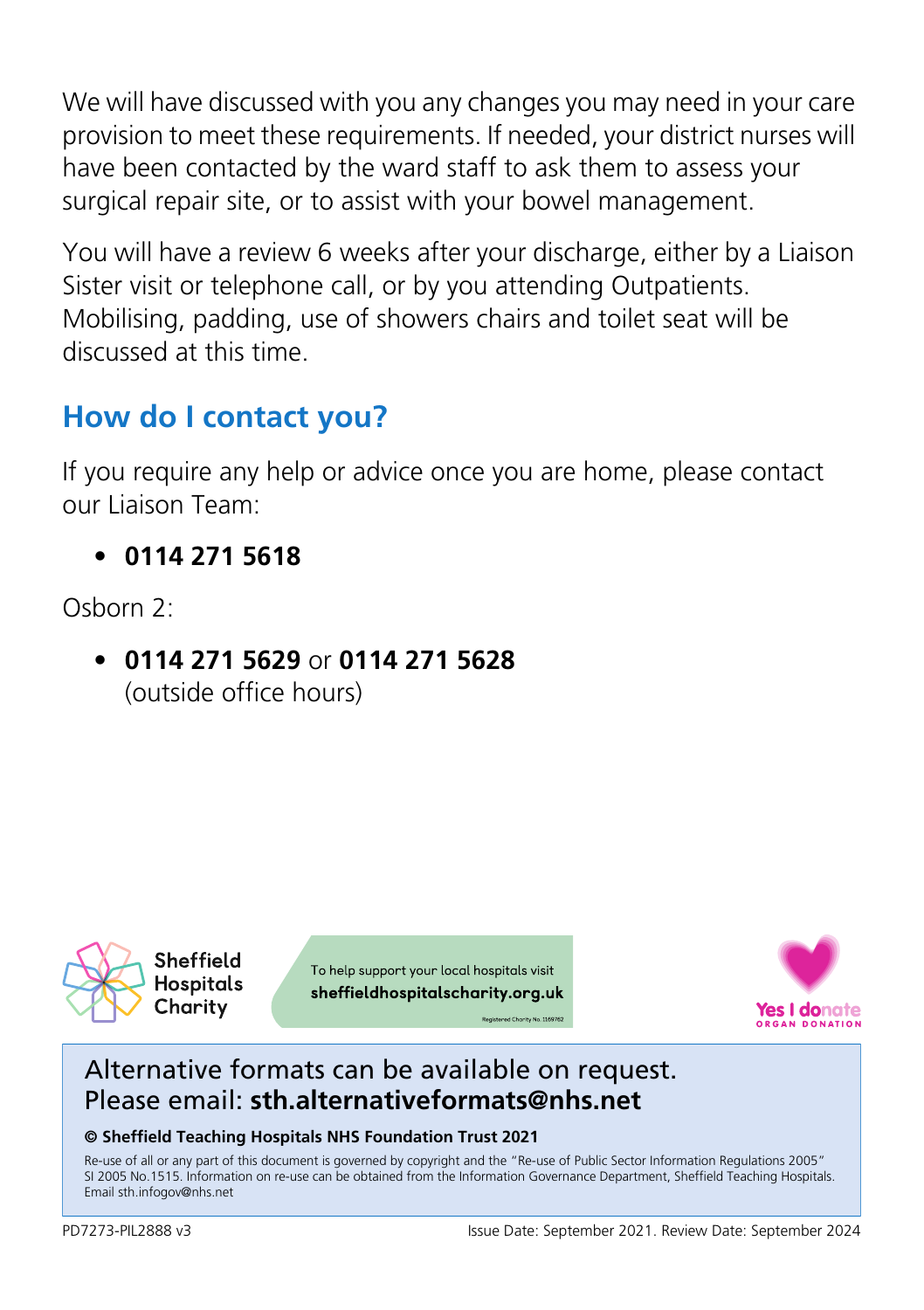We will have discussed with you any changes you may need in your care provision to meet these requirements. If needed, your district nurses will have been contacted by the ward staff to ask them to assess your surgical repair site, or to assist with your bowel management.

You will have a review 6 weeks after your discharge, either by a Liaison Sister visit or telephone call, or by you attending Outpatients. Mobilising, padding, use of showers chairs and toilet seat will be discussed at this time.

## How do I contact you?

If you require any help or advice once you are home, please contact our Liaison Team:

- **0114 271 5618**

Osborn 2:

- **0114 271 5629** or **0114 271 5628** (outside office hours)

Sheffield Hospitals Charity

To help support your local hospitals visit **sheffieldhospitalscharity.org.uk**

Registered Charity No. 1169762

Yes I donate ORGAN DONATION

Alternative formats can be available on request. Please email: **sth.alternativeformats@nhs.net**

**© Sheffield Teaching Hospitals NHS Foundation Trust 2021**

Re-use of all or any part of this document is governed by copyright and the "Re-use of Public Sector Information Regulations 2005" SI 2005 No.1515. Information on re-use can be obtained from the Information Governance Department, Sheffield Teaching Hospitals. Email sth.infogov@nhs.net

PD7273-PIL2888 v3

Issue Date: September 2021. Review Date: September 2024